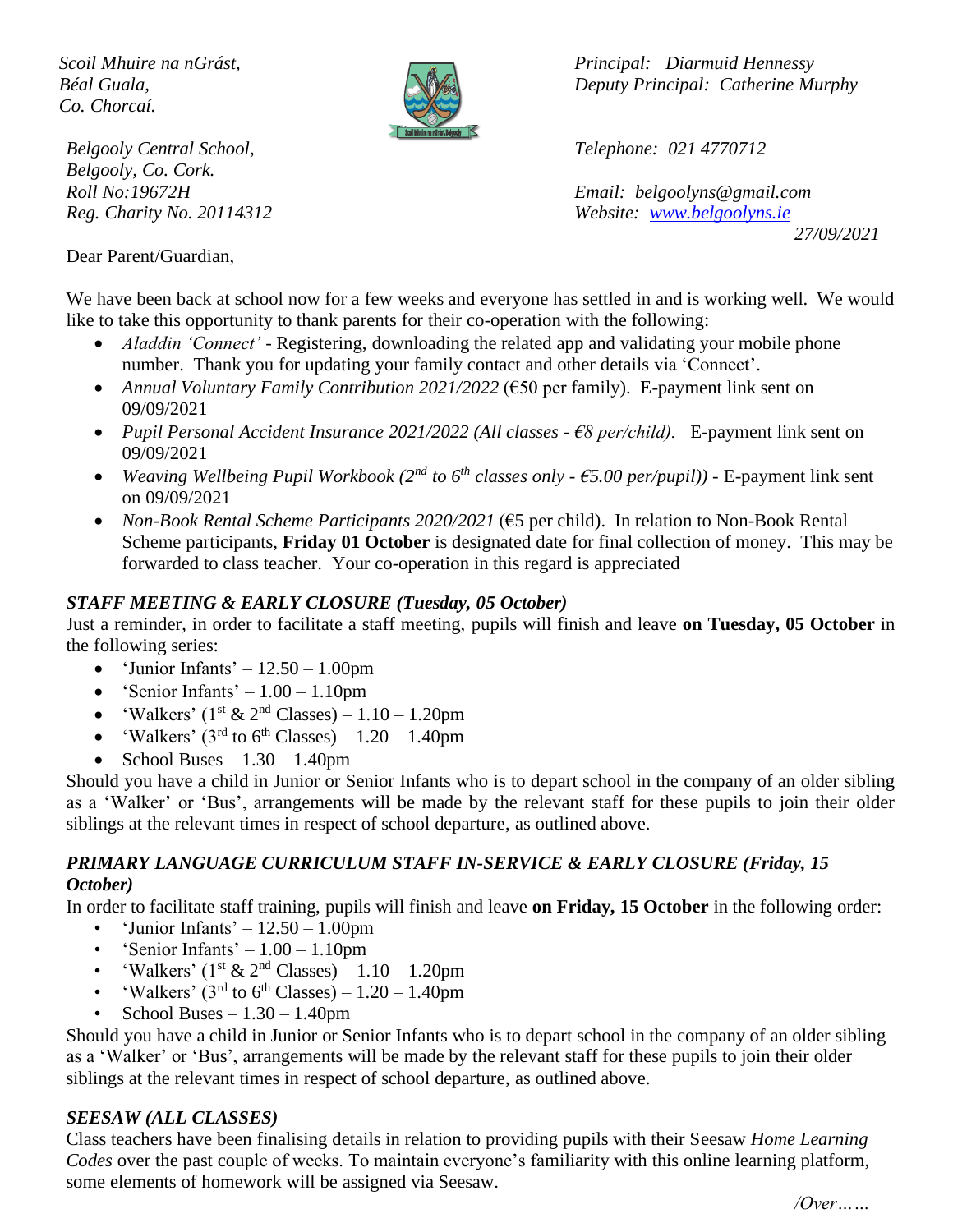*Scoil Mhuire na nGrást,*
*Béal Guala,*
*Co. Chorcaí.*

*Principal: Diarmuid Hennessy*
*Deputy Principal: Catherine Murphy*

*Belgooly Central School,*
*Belgooly, Co. Cork.*
*Roll No:19672H*
*Reg. Charity No. 20114312*

*Telephone: 021 4770712*

*Email: belgoolyns@gmail.com*
*Website: www.belgoolyns.ie*

*27/09/2021*

Dear Parent/Guardian,

We have been back at school now for a few weeks and everyone has settled in and is working well. We would like to take this opportunity to thank parents for their co-operation with the following:

- *Aladdin 'Connect'* - Registering, downloading the related app and validating your mobile phone number. Thank you for updating your family contact and other details via 'Connect'.
- *Annual Voluntary Family Contribution 2021/2022* (€50 per family). E-payment link sent on 09/09/2021
- *Pupil Personal Accident Insurance 2021/2022 (All classes - €8 per/child).* E-payment link sent on 09/09/2021
- *Weaving Wellbeing Pupil Workbook (2nd to 6th classes only - €5.00 per/pupil))* - E-payment link sent on 09/09/2021
- *Non-Book Rental Scheme Participants 2020/2021* (€5 per child). In relation to Non-Book Rental Scheme participants, **Friday 01 October** is designated date for final collection of money. This may be forwarded to class teacher. Your co-operation in this regard is appreciated

### *STAFF MEETING & EARLY CLOSURE (Tuesday, 05 October)*

Just a reminder, in order to facilitate a staff meeting, pupils will finish and leave **on Tuesday, 05 October** in the following series:

- 'Junior Infants' – 12.50 – 1.00pm
- 'Senior Infants' – 1.00 – 1.10pm
- 'Walkers' (1st & 2nd Classes) – 1.10 – 1.20pm
- 'Walkers' (3rd to 6th Classes) – 1.20 – 1.40pm
- School Buses – 1.30 – 1.40pm

Should you have a child in Junior or Senior Infants who is to depart school in the company of an older sibling as a 'Walker' or 'Bus', arrangements will be made by the relevant staff for these pupils to join their older siblings at the relevant times in respect of school departure, as outlined above.

### *PRIMARY LANGUAGE CURRICULUM STAFF IN-SERVICE & EARLY CLOSURE (Friday, 15 October)*

In order to facilitate staff training, pupils will finish and leave **on Friday, 15 October** in the following order:

- 'Junior Infants' – 12.50 – 1.00pm
- 'Senior Infants' – 1.00 – 1.10pm
- 'Walkers' (1st & 2nd Classes) – 1.10 – 1.20pm
- 'Walkers' (3rd to 6th Classes) – 1.20 – 1.40pm
- School Buses – 1.30 – 1.40pm

Should you have a child in Junior or Senior Infants who is to depart school in the company of an older sibling as a 'Walker' or 'Bus', arrangements will be made by the relevant staff for these pupils to join their older siblings at the relevant times in respect of school departure, as outlined above.

### *SEESAW (ALL CLASSES)*

Class teachers have been finalising details in relation to providing pupils with their Seesaw *Home Learning Codes* over the past couple of weeks. To maintain everyone's familiarity with this online learning platform, some elements of homework will be assigned via Seesaw.

*/Over……*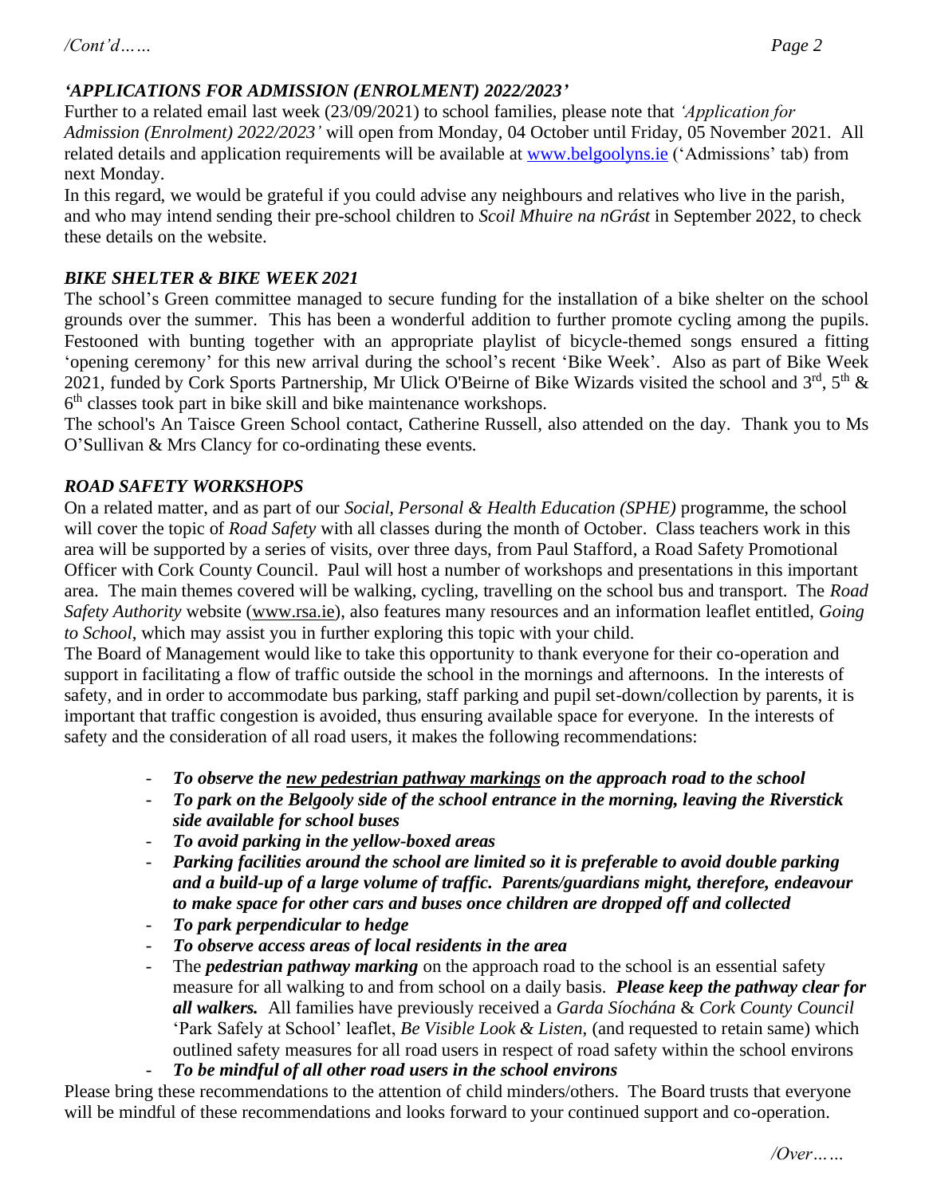### *'APPLICATIONS FOR ADMISSION (ENROLMENT) 2022/2023'*

Further to a related email last week (23/09/2021) to school families, please note that *'Application for Admission (Enrolment) 2022/2023'* will open from Monday, 04 October until Friday, 05 November 2021. All related details and application requirements will be available at www.belgoolyns.ie ('Admissions' tab) from next Monday.

In this regard, we would be grateful if you could advise any neighbours and relatives who live in the parish, and who may intend sending their pre-school children to *Scoil Mhuire na nGrást* in September 2022, to check these details on the website.

### *BIKE SHELTER & BIKE WEEK 2021*

The school's Green committee managed to secure funding for the installation of a bike shelter on the school grounds over the summer. This has been a wonderful addition to further promote cycling among the pupils. Festooned with bunting together with an appropriate playlist of bicycle-themed songs ensured a fitting 'opening ceremony' for this new arrival during the school's recent 'Bike Week'. Also as part of Bike Week 2021, funded by Cork Sports Partnership, Mr Ulick O'Beirne of Bike Wizards visited the school and 3rd, 5th & 6th classes took part in bike skill and bike maintenance workshops.

The school's An Taisce Green School contact, Catherine Russell, also attended on the day. Thank you to Ms O'Sullivan & Mrs Clancy for co-ordinating these events.

### *ROAD SAFETY WORKSHOPS*

On a related matter, and as part of our *Social, Personal & Health Education (SPHE)* programme, the school will cover the topic of *Road Safety* with all classes during the month of October. Class teachers work in this area will be supported by a series of visits, over three days, from Paul Stafford, a Road Safety Promotional Officer with Cork County Council. Paul will host a number of workshops and presentations in this important area. The main themes covered will be walking, cycling, travelling on the school bus and transport. The *Road Safety Authority* website (www.rsa.ie), also features many resources and an information leaflet entitled, *Going to School*, which may assist you in further exploring this topic with your child.

The Board of Management would like to take this opportunity to thank everyone for their co-operation and support in facilitating a flow of traffic outside the school in the mornings and afternoons. In the interests of safety, and in order to accommodate bus parking, staff parking and pupil set-down/collection by parents, it is important that traffic congestion is avoided, thus ensuring available space for everyone. In the interests of safety and the consideration of all road users, it makes the following recommendations:

- ***To observe the new pedestrian pathway markings on the approach road to the school***
- ***To park on the Belgooly side of the school entrance in the morning, leaving the Riverstick side available for school buses***
- ***To avoid parking in the yellow-boxed areas***
- ***Parking facilities around the school are limited so it is preferable to avoid double parking and a build-up of a large volume of traffic. Parents/guardians might, therefore, endeavour to make space for other cars and buses once children are dropped off and collected***
- ***To park perpendicular to hedge***
- ***To observe access areas of local residents in the area***
- The ***pedestrian pathway marking*** on the approach road to the school is an essential safety measure for all walking to and from school on a daily basis. ***Please keep the pathway clear for all walkers.*** All families have previously received a *Garda Síochána* & *Cork County Council* 'Park Safely at School' leaflet, *Be Visible Look & Listen*, (and requested to retain same) which outlined safety measures for all road users in respect of road safety within the school environs
- ***To be mindful of all other road users in the school environs***

Please bring these recommendations to the attention of child minders/others. The Board trusts that everyone will be mindful of these recommendations and looks forward to your continued support and co-operation.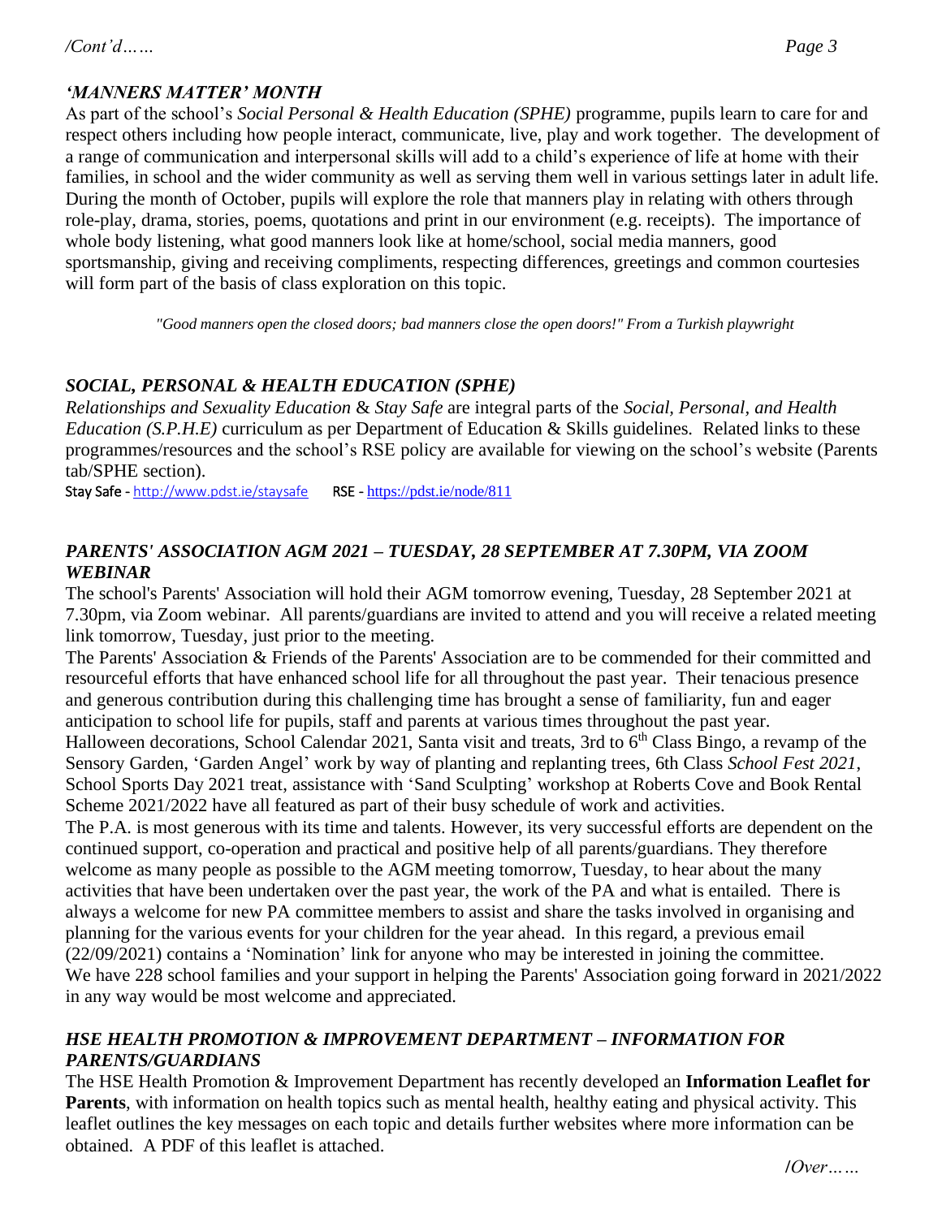/Cont'd……

### *'MANNERS MATTER' MONTH*

As part of the school's *Social Personal & Health Education (SPHE)* programme, pupils learn to care for and respect others including how people interact, communicate, live, play and work together. The development of a range of communication and interpersonal skills will add to a child's experience of life at home with their families, in school and the wider community as well as serving them well in various settings later in adult life. During the month of October, pupils will explore the role that manners play in relating with others through role-play, drama, stories, poems, quotations and print in our environment (e.g. receipts). The importance of whole body listening, what good manners look like at home/school, social media manners, good sportsmanship, giving and receiving compliments, respecting differences, greetings and common courtesies will form part of the basis of class exploration on this topic.

*"Good manners open the closed doors; bad manners close the open doors!" From a Turkish playwright*

### *SOCIAL, PERSONAL & HEALTH EDUCATION (SPHE)*

*Relationships and Sexuality Education* & *Stay Safe* are integral parts of the *Social, Personal, and Health Education (S.P.H.E)* curriculum as per Department of Education & Skills guidelines. Related links to these programmes/resources and the school's RSE policy are available for viewing on the school's website (Parents tab/SPHE section).

Stay Safe - http://www.pdst.ie/staysafe RSE - https://pdst.ie/node/811

### *PARENTS' ASSOCIATION AGM 2021 – TUESDAY, 28 SEPTEMBER AT 7.30PM, VIA ZOOM WEBINAR*

The school's Parents' Association will hold their AGM tomorrow evening, Tuesday, 28 September 2021 at 7.30pm, via Zoom webinar. All parents/guardians are invited to attend and you will receive a related meeting link tomorrow, Tuesday, just prior to the meeting.

The Parents' Association & Friends of the Parents' Association are to be commended for their committed and resourceful efforts that have enhanced school life for all throughout the past year. Their tenacious presence and generous contribution during this challenging time has brought a sense of familiarity, fun and eager anticipation to school life for pupils, staff and parents at various times throughout the past year.

Halloween decorations, School Calendar 2021, Santa visit and treats, 3rd to 6th Class Bingo, a revamp of the Sensory Garden, 'Garden Angel' work by way of planting and replanting trees, 6th Class *School Fest 2021*, School Sports Day 2021 treat, assistance with 'Sand Sculpting' workshop at Roberts Cove and Book Rental Scheme 2021/2022 have all featured as part of their busy schedule of work and activities.

The P.A. is most generous with its time and talents. However, its very successful efforts are dependent on the continued support, co-operation and practical and positive help of all parents/guardians. They therefore welcome as many people as possible to the AGM meeting tomorrow, Tuesday, to hear about the many activities that have been undertaken over the past year, the work of the PA and what is entailed. There is always a welcome for new PA committee members to assist and share the tasks involved in organising and planning for the various events for your children for the year ahead. In this regard, a previous email (22/09/2021) contains a 'Nomination' link for anyone who may be interested in joining the committee.

We have 228 school families and your support in helping the Parents' Association going forward in 2021/2022 in any way would be most welcome and appreciated.

### *HSE HEALTH PROMOTION & IMPROVEMENT DEPARTMENT – INFORMATION FOR PARENTS/GUARDIANS*

The HSE Health Promotion & Improvement Department has recently developed an **Information Leaflet for Parents**, with information on health topics such as mental health, healthy eating and physical activity. This leaflet outlines the key messages on each topic and details further websites where more information can be obtained. A PDF of this leaflet is attached.

/Over……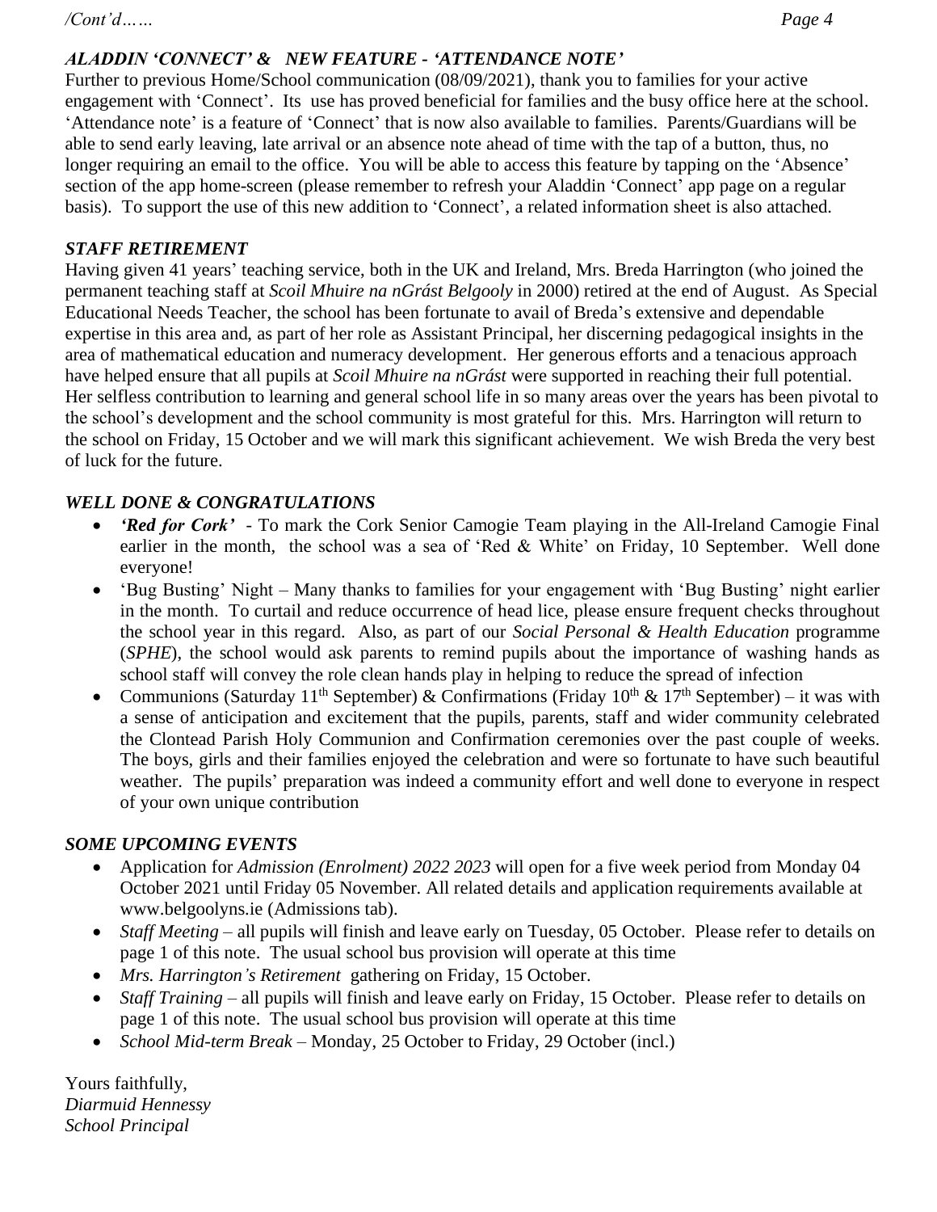/Cont'd……

### *ALADDIN 'CONNECT' & NEW FEATURE - 'ATTENDANCE NOTE'*

Further to previous Home/School communication (08/09/2021), thank you to families for your active engagement with 'Connect'. Its use has proved beneficial for families and the busy office here at the school. 'Attendance note' is a feature of 'Connect' that is now also available to families. Parents/Guardians will be able to send early leaving, late arrival or an absence note ahead of time with the tap of a button, thus, no longer requiring an email to the office. You will be able to access this feature by tapping on the 'Absence' section of the app home-screen (please remember to refresh your Aladdin 'Connect' app page on a regular basis). To support the use of this new addition to 'Connect', a related information sheet is also attached.

### *STAFF RETIREMENT*

Having given 41 years' teaching service, both in the UK and Ireland, Mrs. Breda Harrington (who joined the permanent teaching staff at *Scoil Mhuire na nGrást Belgooly* in 2000) retired at the end of August. As Special Educational Needs Teacher, the school has been fortunate to avail of Breda's extensive and dependable expertise in this area and, as part of her role as Assistant Principal, her discerning pedagogical insights in the area of mathematical education and numeracy development. Her generous efforts and a tenacious approach have helped ensure that all pupils at *Scoil Mhuire na nGrást* were supported in reaching their full potential. Her selfless contribution to learning and general school life in so many areas over the years has been pivotal to the school's development and the school community is most grateful for this. Mrs. Harrington will return to the school on Friday, 15 October and we will mark this significant achievement. We wish Breda the very best of luck for the future.

### *WELL DONE & CONGRATULATIONS*

- ***'Red for Cork'*** - To mark the Cork Senior Camogie Team playing in the All-Ireland Camogie Final earlier in the month, the school was a sea of 'Red & White' on Friday, 10 September. Well done everyone!
- 'Bug Busting' Night – Many thanks to families for your engagement with 'Bug Busting' night earlier in the month. To curtail and reduce occurrence of head lice, please ensure frequent checks throughout the school year in this regard. Also, as part of our *Social Personal & Health Education* programme (*SPHE*), the school would ask parents to remind pupils about the importance of washing hands as school staff will convey the role clean hands play in helping to reduce the spread of infection
- Communions (Saturday 11th September) & Confirmations (Friday 10th & 17th September) – it was with a sense of anticipation and excitement that the pupils, parents, staff and wider community celebrated the Clontead Parish Holy Communion and Confirmation ceremonies over the past couple of weeks. The boys, girls and their families enjoyed the celebration and were so fortunate to have such beautiful weather. The pupils' preparation was indeed a community effort and well done to everyone in respect of your own unique contribution

### *SOME UPCOMING EVENTS*

- Application for *Admission (Enrolment) 2022 2023* will open for a five week period from Monday 04 October 2021 until Friday 05 November. All related details and application requirements available at www.belgoolyns.ie (Admissions tab).
- *Staff Meeting* – all pupils will finish and leave early on Tuesday, 05 October. Please refer to details on page 1 of this note. The usual school bus provision will operate at this time
- *Mrs. Harrington's Retirement* gathering on Friday, 15 October.
- *Staff Training* – all pupils will finish and leave early on Friday, 15 October. Please refer to details on page 1 of this note. The usual school bus provision will operate at this time
- *School Mid-term Break* – Monday, 25 October to Friday, 29 October (incl.)

Yours faithfully,
*Diarmuid Hennessy*
*School Principal*